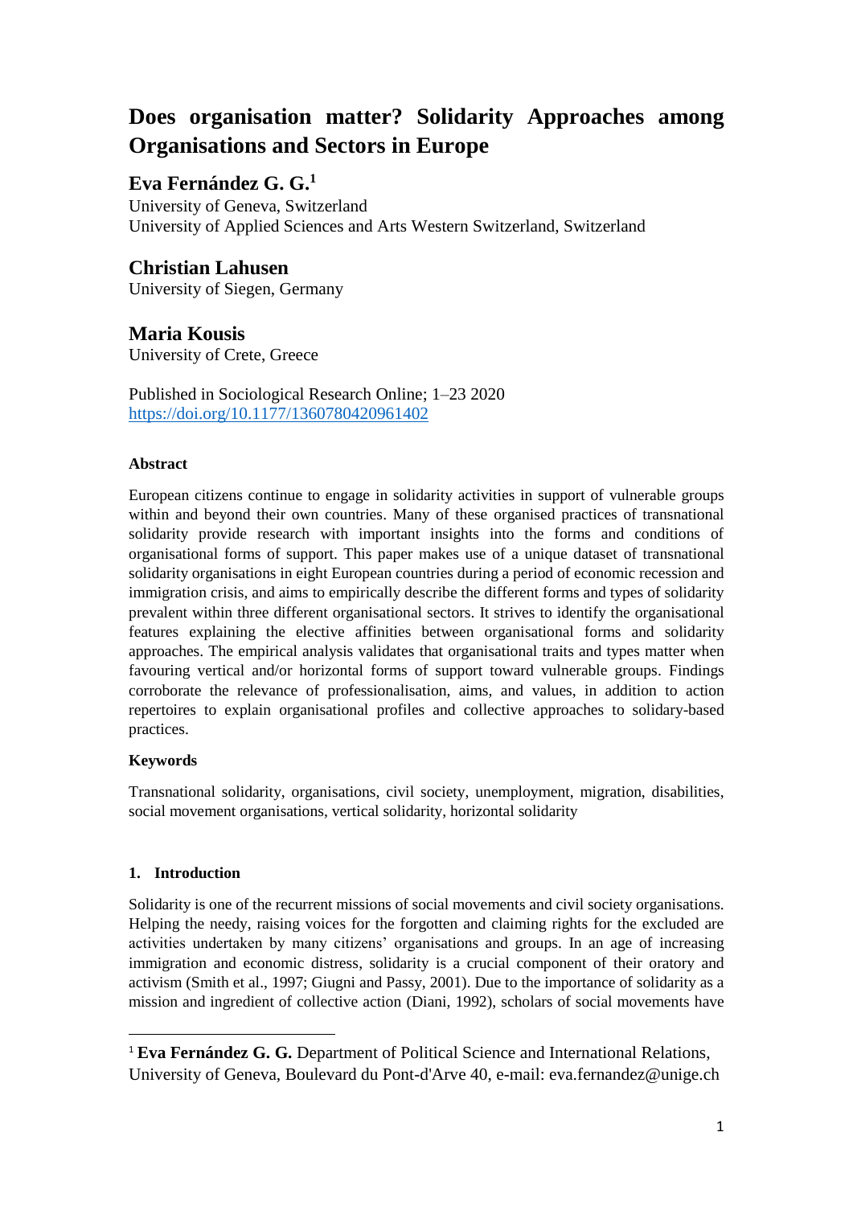# Does organisation matter? Solidarity Approaches among Organisations and Sectors in Europe

## Eva Fernández G. G.[1]

University of Geneva, Switzerland
University of Applied Sciences and Arts Western Switzerland, Switzerland

## Christian Lahusen

University of Siegen, Germany

## Maria Kousis

University of Crete, Greece

Published in Sociological Research Online; 1–23 2020
https://doi.org/10.1177/1360780420961402

**Abstract**

European citizens continue to engage in solidarity activities in support of vulnerable groups within and beyond their own countries. Many of these organised practices of transnational solidarity provide research with important insights into the forms and conditions of organisational forms of support. This paper makes use of a unique dataset of transnational solidarity organisations in eight European countries during a period of economic recession and immigration crisis, and aims to empirically describe the different forms and types of solidarity prevalent within three different organisational sectors. It strives to identify the organisational features explaining the elective affinities between organisational forms and solidarity approaches. The empirical analysis validates that organisational traits and types matter when favouring vertical and/or horizontal forms of support toward vulnerable groups. Findings corroborate the relevance of professionalisation, aims, and values, in addition to action repertoires to explain organisational profiles and collective approaches to solidary-based practices.

**Keywords**

Transnational solidarity, organisations, civil society, unemployment, migration, disabilities, social movement organisations, vertical solidarity, horizontal solidarity

### 1. Introduction

Solidarity is one of the recurrent missions of social movements and civil society organisations. Helping the needy, raising voices for the forgotten and claiming rights for the excluded are activities undertaken by many citizens' organisations and groups. In an age of increasing immigration and economic distress, solidarity is a crucial component of their oratory and activism (Smith et al., 1997; Giugni and Passy, 2001). Due to the importance of solidarity as a mission and ingredient of collective action (Diani, 1992), scholars of social movements have

[1] **Eva Fernández G. G.** Department of Political Science and International Relations, University of Geneva, Boulevard du Pont-d'Arve 40, e-mail: eva.fernandez@unige.ch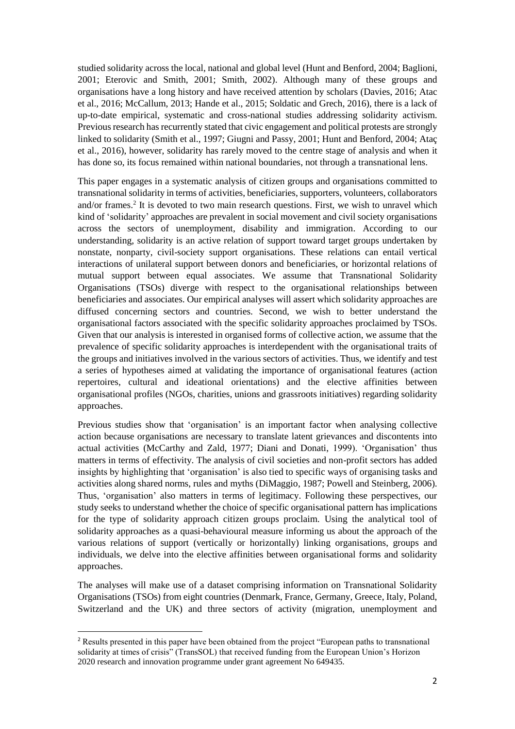studied solidarity across the local, national and global level (Hunt and Benford, 2004; Baglioni, 2001; Eterovic and Smith, 2001; Smith, 2002). Although many of these groups and organisations have a long history and have received attention by scholars (Davies, 2016; Atac et al., 2016; McCallum, 2013; Hande et al., 2015; Soldatic and Grech, 2016), there is a lack of up-to-date empirical, systematic and cross-national studies addressing solidarity activism. Previous research has recurrently stated that civic engagement and political protests are strongly linked to solidarity (Smith et al., 1997; Giugni and Passy, 2001; Hunt and Benford, 2004; Ataç et al., 2016), however, solidarity has rarely moved to the centre stage of analysis and when it has done so, its focus remained within national boundaries, not through a transnational lens.

This paper engages in a systematic analysis of citizen groups and organisations committed to transnational solidarity in terms of activities, beneficiaries, supporters, volunteers, collaborators and/or frames.[2] It is devoted to two main research questions. First, we wish to unravel which kind of 'solidarity' approaches are prevalent in social movement and civil society organisations across the sectors of unemployment, disability and immigration. According to our understanding, solidarity is an active relation of support toward target groups undertaken by nonstate, nonparty, civil-society support organisations. These relations can entail vertical interactions of unilateral support between donors and beneficiaries, or horizontal relations of mutual support between equal associates. We assume that Transnational Solidarity Organisations (TSOs) diverge with respect to the organisational relationships between beneficiaries and associates. Our empirical analyses will assert which solidarity approaches are diffused concerning sectors and countries. Second, we wish to better understand the organisational factors associated with the specific solidarity approaches proclaimed by TSOs. Given that our analysis is interested in organised forms of collective action, we assume that the prevalence of specific solidarity approaches is interdependent with the organisational traits of the groups and initiatives involved in the various sectors of activities. Thus, we identify and test a series of hypotheses aimed at validating the importance of organisational features (action repertoires, cultural and ideational orientations) and the elective affinities between organisational profiles (NGOs, charities, unions and grassroots initiatives) regarding solidarity approaches.

Previous studies show that 'organisation' is an important factor when analysing collective action because organisations are necessary to translate latent grievances and discontents into actual activities (McCarthy and Zald, 1977; Diani and Donati, 1999). 'Organisation' thus matters in terms of effectivity. The analysis of civil societies and non-profit sectors has added insights by highlighting that 'organisation' is also tied to specific ways of organising tasks and activities along shared norms, rules and myths (DiMaggio, 1987; Powell and Steinberg, 2006). Thus, 'organisation' also matters in terms of legitimacy. Following these perspectives, our study seeks to understand whether the choice of specific organisational pattern has implications for the type of solidarity approach citizen groups proclaim. Using the analytical tool of solidarity approaches as a quasi-behavioural measure informing us about the approach of the various relations of support (vertically or horizontally) linking organisations, groups and individuals, we delve into the elective affinities between organisational forms and solidarity approaches.

The analyses will make use of a dataset comprising information on Transnational Solidarity Organisations (TSOs) from eight countries (Denmark, France, Germany, Greece, Italy, Poland, Switzerland and the UK) and three sectors of activity (migration, unemployment and

---

[2] Results presented in this paper have been obtained from the project "European paths to transnational solidarity at times of crisis" (TransSOL) that received funding from the European Union's Horizon 2020 research and innovation programme under grant agreement No 649435.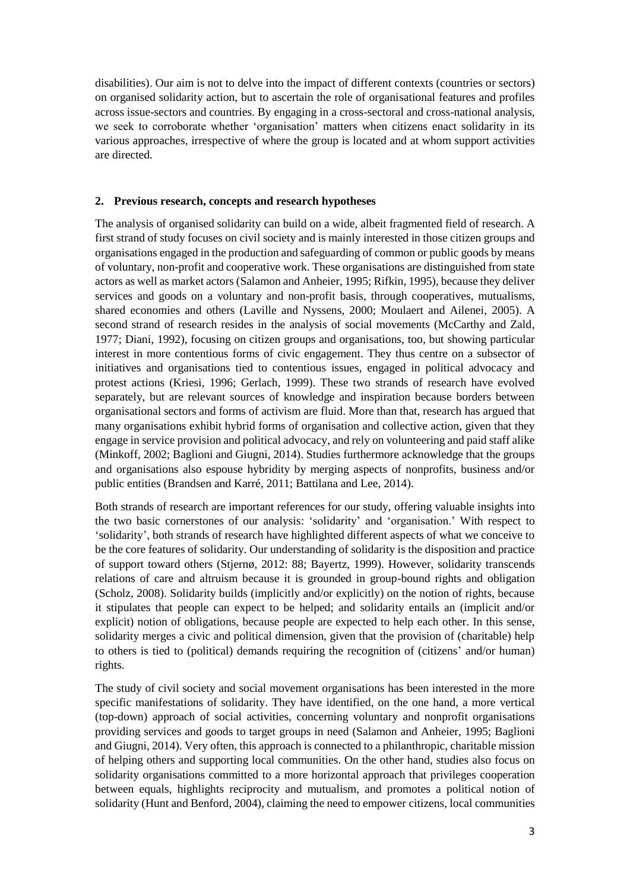disabilities). Our aim is not to delve into the impact of different contexts (countries or sectors) on organised solidarity action, but to ascertain the role of organisational features and profiles across issue-sectors and countries. By engaging in a cross-sectoral and cross-national analysis, we seek to corroborate whether 'organisation' matters when citizens enact solidarity in its various approaches, irrespective of where the group is located and at whom support activities are directed.

## 2. Previous research, concepts and research hypotheses

The analysis of organised solidarity can build on a wide, albeit fragmented field of research. A first strand of study focuses on civil society and is mainly interested in those citizen groups and organisations engaged in the production and safeguarding of common or public goods by means of voluntary, non-profit and cooperative work. These organisations are distinguished from state actors as well as market actors (Salamon and Anheier, 1995; Rifkin, 1995), because they deliver services and goods on a voluntary and non-profit basis, through cooperatives, mutualisms, shared economies and others (Laville and Nyssens, 2000; Moulaert and Ailenei, 2005). A second strand of research resides in the analysis of social movements (McCarthy and Zald, 1977; Diani, 1992), focusing on citizen groups and organisations, too, but showing particular interest in more contentious forms of civic engagement. They thus centre on a subsector of initiatives and organisations tied to contentious issues, engaged in political advocacy and protest actions (Kriesi, 1996; Gerlach, 1999). These two strands of research have evolved separately, but are relevant sources of knowledge and inspiration because borders between organisational sectors and forms of activism are fluid. More than that, research has argued that many organisations exhibit hybrid forms of organisation and collective action, given that they engage in service provision and political advocacy, and rely on volunteering and paid staff alike (Minkoff, 2002; Baglioni and Giugni, 2014). Studies furthermore acknowledge that the groups and organisations also espouse hybridity by merging aspects of nonprofits, business and/or public entities (Brandsen and Karré, 2011; Battilana and Lee, 2014).

Both strands of research are important references for our study, offering valuable insights into the two basic cornerstones of our analysis: 'solidarity' and 'organisation.' With respect to 'solidarity', both strands of research have highlighted different aspects of what we conceive to be the core features of solidarity. Our understanding of solidarity is the disposition and practice of support toward others (Stjernø, 2012: 88; Bayertz, 1999). However, solidarity transcends relations of care and altruism because it is grounded in group-bound rights and obligation (Scholz, 2008). Solidarity builds (implicitly and/or explicitly) on the notion of rights, because it stipulates that people can expect to be helped; and solidarity entails an (implicit and/or explicit) notion of obligations, because people are expected to help each other. In this sense, solidarity merges a civic and political dimension, given that the provision of (charitable) help to others is tied to (political) demands requiring the recognition of (citizens' and/or human) rights.

The study of civil society and social movement organisations has been interested in the more specific manifestations of solidarity. They have identified, on the one hand, a more vertical (top-down) approach of social activities, concerning voluntary and nonprofit organisations providing services and goods to target groups in need (Salamon and Anheier, 1995; Baglioni and Giugni, 2014). Very often, this approach is connected to a philanthropic, charitable mission of helping others and supporting local communities. On the other hand, studies also focus on solidarity organisations committed to a more horizontal approach that privileges cooperation between equals, highlights reciprocity and mutualism, and promotes a political notion of solidarity (Hunt and Benford, 2004), claiming the need to empower citizens, local communities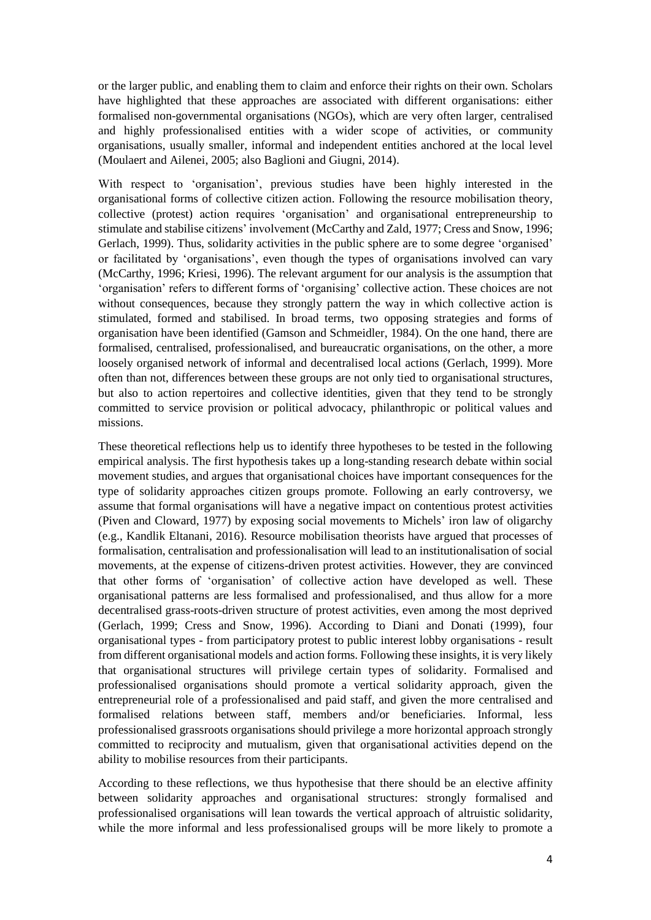or the larger public, and enabling them to claim and enforce their rights on their own. Scholars have highlighted that these approaches are associated with different organisations: either formalised non-governmental organisations (NGOs), which are very often larger, centralised and highly professionalised entities with a wider scope of activities, or community organisations, usually smaller, informal and independent entities anchored at the local level (Moulaert and Ailenei, 2005; also Baglioni and Giugni, 2014).

With respect to 'organisation', previous studies have been highly interested in the organisational forms of collective citizen action. Following the resource mobilisation theory, collective (protest) action requires 'organisation' and organisational entrepreneurship to stimulate and stabilise citizens' involvement (McCarthy and Zald, 1977; Cress and Snow, 1996; Gerlach, 1999). Thus, solidarity activities in the public sphere are to some degree 'organised' or facilitated by 'organisations', even though the types of organisations involved can vary (McCarthy, 1996; Kriesi, 1996). The relevant argument for our analysis is the assumption that 'organisation' refers to different forms of 'organising' collective action. These choices are not without consequences, because they strongly pattern the way in which collective action is stimulated, formed and stabilised. In broad terms, two opposing strategies and forms of organisation have been identified (Gamson and Schmeidler, 1984). On the one hand, there are formalised, centralised, professionalised, and bureaucratic organisations, on the other, a more loosely organised network of informal and decentralised local actions (Gerlach, 1999). More often than not, differences between these groups are not only tied to organisational structures, but also to action repertoires and collective identities, given that they tend to be strongly committed to service provision or political advocacy, philanthropic or political values and missions.

These theoretical reflections help us to identify three hypotheses to be tested in the following empirical analysis. The first hypothesis takes up a long-standing research debate within social movement studies, and argues that organisational choices have important consequences for the type of solidarity approaches citizen groups promote. Following an early controversy, we assume that formal organisations will have a negative impact on contentious protest activities (Piven and Cloward, 1977) by exposing social movements to Michels' iron law of oligarchy (e.g., Kandlik Eltanani, 2016). Resource mobilisation theorists have argued that processes of formalisation, centralisation and professionalisation will lead to an institutionalisation of social movements, at the expense of citizens-driven protest activities. However, they are convinced that other forms of 'organisation' of collective action have developed as well. These organisational patterns are less formalised and professionalised, and thus allow for a more decentralised grass-roots-driven structure of protest activities, even among the most deprived (Gerlach, 1999; Cress and Snow, 1996). According to Diani and Donati (1999), four organisational types - from participatory protest to public interest lobby organisations - result from different organisational models and action forms. Following these insights, it is very likely that organisational structures will privilege certain types of solidarity. Formalised and professionalised organisations should promote a vertical solidarity approach, given the entrepreneurial role of a professionalised and paid staff, and given the more centralised and formalised relations between staff, members and/or beneficiaries. Informal, less professionalised grassroots organisations should privilege a more horizontal approach strongly committed to reciprocity and mutualism, given that organisational activities depend on the ability to mobilise resources from their participants.

According to these reflections, we thus hypothesise that there should be an elective affinity between solidarity approaches and organisational structures: strongly formalised and professionalised organisations will lean towards the vertical approach of altruistic solidarity, while the more informal and less professionalised groups will be more likely to promote a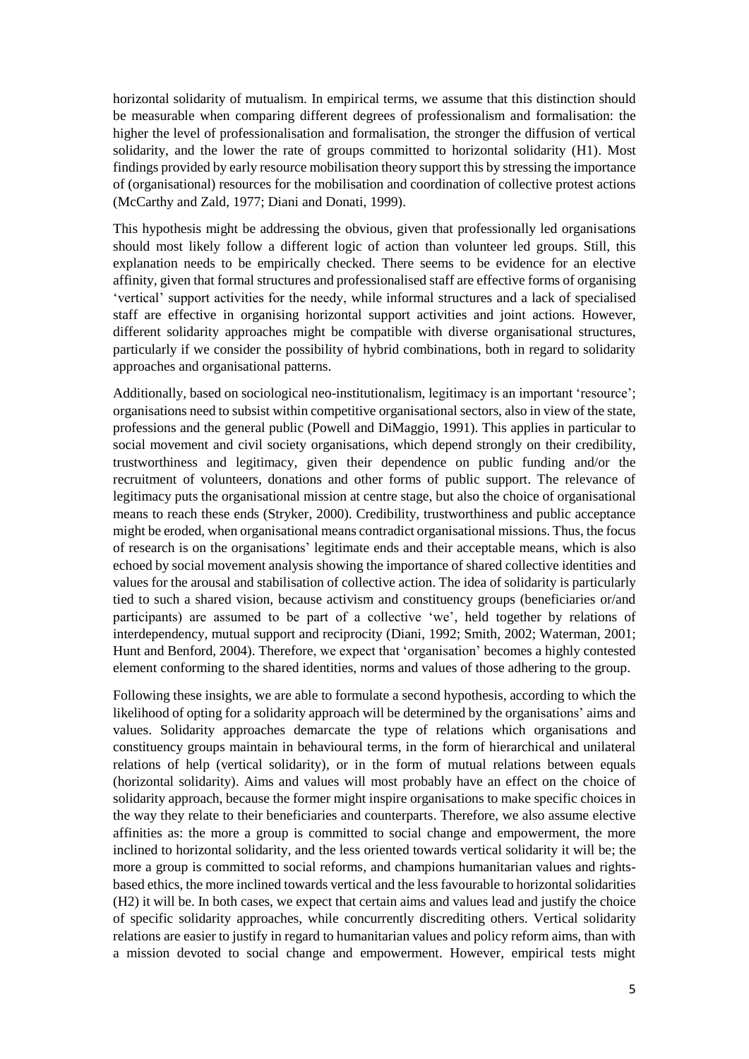horizontal solidarity of mutualism. In empirical terms, we assume that this distinction should be measurable when comparing different degrees of professionalism and formalisation: the higher the level of professionalisation and formalisation, the stronger the diffusion of vertical solidarity, and the lower the rate of groups committed to horizontal solidarity (H1). Most findings provided by early resource mobilisation theory support this by stressing the importance of (organisational) resources for the mobilisation and coordination of collective protest actions (McCarthy and Zald, 1977; Diani and Donati, 1999).

This hypothesis might be addressing the obvious, given that professionally led organisations should most likely follow a different logic of action than volunteer led groups. Still, this explanation needs to be empirically checked. There seems to be evidence for an elective affinity, given that formal structures and professionalised staff are effective forms of organising 'vertical' support activities for the needy, while informal structures and a lack of specialised staff are effective in organising horizontal support activities and joint actions. However, different solidarity approaches might be compatible with diverse organisational structures, particularly if we consider the possibility of hybrid combinations, both in regard to solidarity approaches and organisational patterns.

Additionally, based on sociological neo-institutionalism, legitimacy is an important 'resource'; organisations need to subsist within competitive organisational sectors, also in view of the state, professions and the general public (Powell and DiMaggio, 1991). This applies in particular to social movement and civil society organisations, which depend strongly on their credibility, trustworthiness and legitimacy, given their dependence on public funding and/or the recruitment of volunteers, donations and other forms of public support. The relevance of legitimacy puts the organisational mission at centre stage, but also the choice of organisational means to reach these ends (Stryker, 2000). Credibility, trustworthiness and public acceptance might be eroded, when organisational means contradict organisational missions. Thus, the focus of research is on the organisations' legitimate ends and their acceptable means, which is also echoed by social movement analysis showing the importance of shared collective identities and values for the arousal and stabilisation of collective action. The idea of solidarity is particularly tied to such a shared vision, because activism and constituency groups (beneficiaries or/and participants) are assumed to be part of a collective 'we', held together by relations of interdependency, mutual support and reciprocity (Diani, 1992; Smith, 2002; Waterman, 2001; Hunt and Benford, 2004). Therefore, we expect that 'organisation' becomes a highly contested element conforming to the shared identities, norms and values of those adhering to the group.

Following these insights, we are able to formulate a second hypothesis, according to which the likelihood of opting for a solidarity approach will be determined by the organisations' aims and values. Solidarity approaches demarcate the type of relations which organisations and constituency groups maintain in behavioural terms, in the form of hierarchical and unilateral relations of help (vertical solidarity), or in the form of mutual relations between equals (horizontal solidarity). Aims and values will most probably have an effect on the choice of solidarity approach, because the former might inspire organisations to make specific choices in the way they relate to their beneficiaries and counterparts. Therefore, we also assume elective affinities as: the more a group is committed to social change and empowerment, the more inclined to horizontal solidarity, and the less oriented towards vertical solidarity it will be; the more a group is committed to social reforms, and champions humanitarian values and rights-based ethics, the more inclined towards vertical and the less favourable to horizontal solidarities (H2) it will be. In both cases, we expect that certain aims and values lead and justify the choice of specific solidarity approaches, while concurrently discrediting others. Vertical solidarity relations are easier to justify in regard to humanitarian values and policy reform aims, than with a mission devoted to social change and empowerment. However, empirical tests might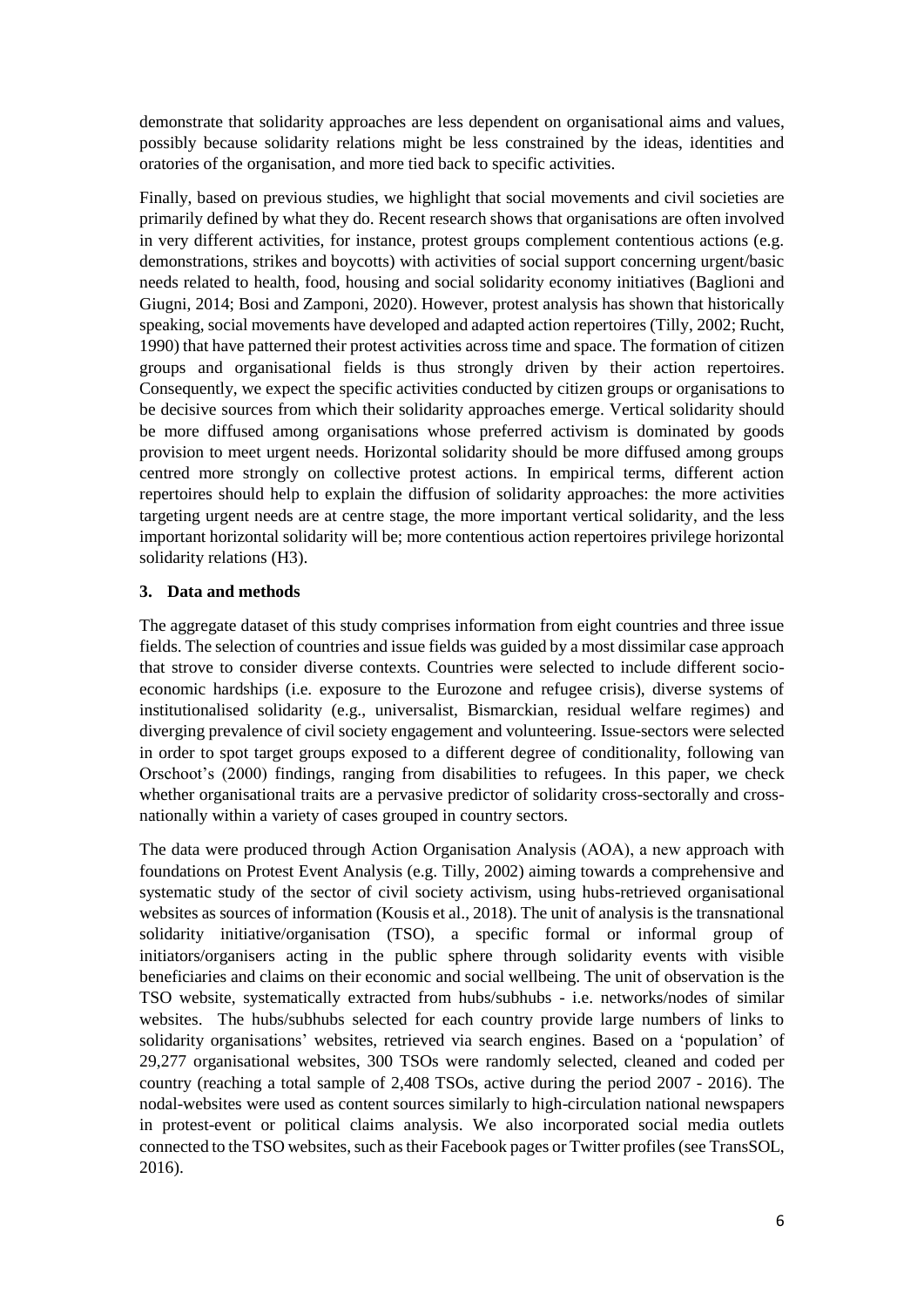demonstrate that solidarity approaches are less dependent on organisational aims and values, possibly because solidarity relations might be less constrained by the ideas, identities and oratories of the organisation, and more tied back to specific activities.

Finally, based on previous studies, we highlight that social movements and civil societies are primarily defined by what they do. Recent research shows that organisations are often involved in very different activities, for instance, protest groups complement contentious actions (e.g. demonstrations, strikes and boycotts) with activities of social support concerning urgent/basic needs related to health, food, housing and social solidarity economy initiatives (Baglioni and Giugni, 2014; Bosi and Zamponi, 2020). However, protest analysis has shown that historically speaking, social movements have developed and adapted action repertoires (Tilly, 2002; Rucht, 1990) that have patterned their protest activities across time and space. The formation of citizen groups and organisational fields is thus strongly driven by their action repertoires. Consequently, we expect the specific activities conducted by citizen groups or organisations to be decisive sources from which their solidarity approaches emerge. Vertical solidarity should be more diffused among organisations whose preferred activism is dominated by goods provision to meet urgent needs. Horizontal solidarity should be more diffused among groups centred more strongly on collective protest actions. In empirical terms, different action repertoires should help to explain the diffusion of solidarity approaches: the more activities targeting urgent needs are at centre stage, the more important vertical solidarity, and the less important horizontal solidarity will be; more contentious action repertoires privilege horizontal solidarity relations (H3).

## 3. Data and methods

The aggregate dataset of this study comprises information from eight countries and three issue fields. The selection of countries and issue fields was guided by a most dissimilar case approach that strove to consider diverse contexts. Countries were selected to include different socio-economic hardships (i.e. exposure to the Eurozone and refugee crisis), diverse systems of institutionalised solidarity (e.g., universalist, Bismarckian, residual welfare regimes) and diverging prevalence of civil society engagement and volunteering. Issue-sectors were selected in order to spot target groups exposed to a different degree of conditionality, following van Orschoot's (2000) findings, ranging from disabilities to refugees. In this paper, we check whether organisational traits are a pervasive predictor of solidarity cross-sectorally and cross-nationally within a variety of cases grouped in country sectors.

The data were produced through Action Organisation Analysis (AOA), a new approach with foundations on Protest Event Analysis (e.g. Tilly, 2002) aiming towards a comprehensive and systematic study of the sector of civil society activism, using hubs-retrieved organisational websites as sources of information (Kousis et al., 2018). The unit of analysis is the transnational solidarity initiative/organisation (TSO), a specific formal or informal group of initiators/organisers acting in the public sphere through solidarity events with visible beneficiaries and claims on their economic and social wellbeing. The unit of observation is the TSO website, systematically extracted from hubs/subhubs - i.e. networks/nodes of similar websites. The hubs/subhubs selected for each country provide large numbers of links to solidarity organisations' websites, retrieved via search engines. Based on a 'population' of 29,277 organisational websites, 300 TSOs were randomly selected, cleaned and coded per country (reaching a total sample of 2,408 TSOs, active during the period 2007 - 2016). The nodal-websites were used as content sources similarly to high-circulation national newspapers in protest-event or political claims analysis. We also incorporated social media outlets connected to the TSO websites, such as their Facebook pages or Twitter profiles (see TransSOL, 2016).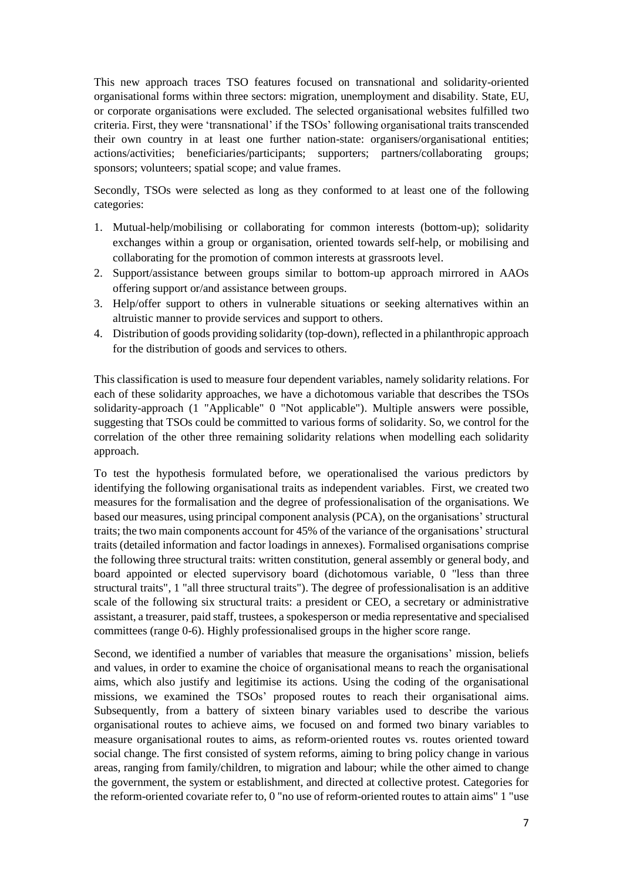This new approach traces TSO features focused on transnational and solidarity-oriented organisational forms within three sectors: migration, unemployment and disability. State, EU, or corporate organisations were excluded. The selected organisational websites fulfilled two criteria. First, they were 'transnational' if the TSOs' following organisational traits transcended their own country in at least one further nation-state: organisers/organisational entities; actions/activities; beneficiaries/participants; supporters; partners/collaborating groups; sponsors; volunteers; spatial scope; and value frames.

Secondly, TSOs were selected as long as they conformed to at least one of the following categories:

1. Mutual-help/mobilising or collaborating for common interests (bottom-up); solidarity exchanges within a group or organisation, oriented towards self-help, or mobilising and collaborating for the promotion of common interests at grassroots level.
2. Support/assistance between groups similar to bottom-up approach mirrored in AAOs offering support or/and assistance between groups.
3. Help/offer support to others in vulnerable situations or seeking alternatives within an altruistic manner to provide services and support to others.
4. Distribution of goods providing solidarity (top-down), reflected in a philanthropic approach for the distribution of goods and services to others.

This classification is used to measure four dependent variables, namely solidarity relations. For each of these solidarity approaches, we have a dichotomous variable that describes the TSOs solidarity-approach (1 "Applicable" 0 "Not applicable"). Multiple answers were possible, suggesting that TSOs could be committed to various forms of solidarity. So, we control for the correlation of the other three remaining solidarity relations when modelling each solidarity approach.

To test the hypothesis formulated before, we operationalised the various predictors by identifying the following organisational traits as independent variables. First, we created two measures for the formalisation and the degree of professionalisation of the organisations. We based our measures, using principal component analysis (PCA), on the organisations' structural traits; the two main components account for 45% of the variance of the organisations' structural traits (detailed information and factor loadings in annexes). Formalised organisations comprise the following three structural traits: written constitution, general assembly or general body, and board appointed or elected supervisory board (dichotomous variable, 0 "less than three structural traits", 1 "all three structural traits"). The degree of professionalisation is an additive scale of the following six structural traits: a president or CEO, a secretary or administrative assistant, a treasurer, paid staff, trustees, a spokesperson or media representative and specialised committees (range 0-6). Highly professionalised groups in the higher score range.

Second, we identified a number of variables that measure the organisations' mission, beliefs and values, in order to examine the choice of organisational means to reach the organisational aims, which also justify and legitimise its actions. Using the coding of the organisational missions, we examined the TSOs' proposed routes to reach their organisational aims. Subsequently, from a battery of sixteen binary variables used to describe the various organisational routes to achieve aims, we focused on and formed two binary variables to measure organisational routes to aims, as reform-oriented routes vs. routes oriented toward social change. The first consisted of system reforms, aiming to bring policy change in various areas, ranging from family/children, to migration and labour; while the other aimed to change the government, the system or establishment, and directed at collective protest. Categories for the reform-oriented covariate refer to, 0 "no use of reform-oriented routes to attain aims" 1 "use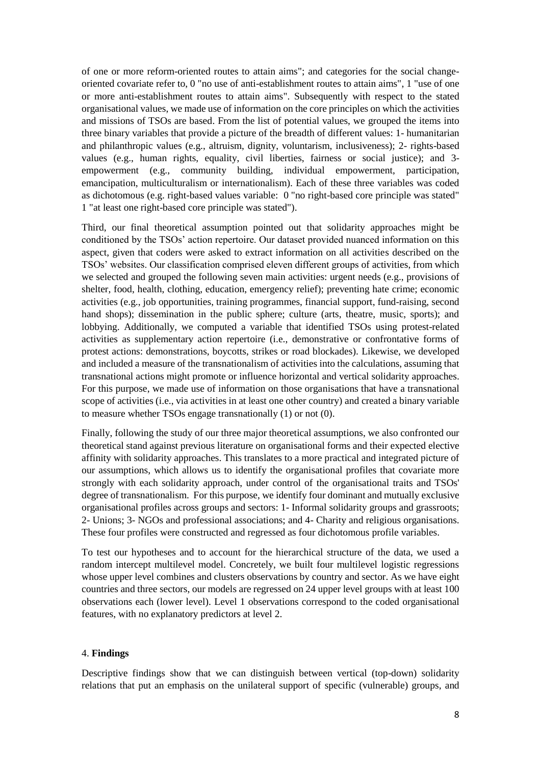of one or more reform-oriented routes to attain aims"; and categories for the social change-oriented covariate refer to, 0 "no use of anti-establishment routes to attain aims", 1 "use of one or more anti-establishment routes to attain aims". Subsequently with respect to the stated organisational values, we made use of information on the core principles on which the activities and missions of TSOs are based. From the list of potential values, we grouped the items into three binary variables that provide a picture of the breadth of different values: 1- humanitarian and philanthropic values (e.g., altruism, dignity, voluntarism, inclusiveness); 2- rights-based values (e.g., human rights, equality, civil liberties, fairness or social justice); and 3- empowerment (e.g., community building, individual empowerment, participation, emancipation, multiculturalism or internationalism). Each of these three variables was coded as dichotomous (e.g. right-based values variable: 0 "no right-based core principle was stated" 1 "at least one right-based core principle was stated").

Third, our final theoretical assumption pointed out that solidarity approaches might be conditioned by the TSOs' action repertoire. Our dataset provided nuanced information on this aspect, given that coders were asked to extract information on all activities described on the TSOs' websites. Our classification comprised eleven different groups of activities, from which we selected and grouped the following seven main activities: urgent needs (e.g., provisions of shelter, food, health, clothing, education, emergency relief); preventing hate crime; economic activities (e.g., job opportunities, training programmes, financial support, fund-raising, second hand shops); dissemination in the public sphere; culture (arts, theatre, music, sports); and lobbying. Additionally, we computed a variable that identified TSOs using protest-related activities as supplementary action repertoire (i.e., demonstrative or confrontative forms of protest actions: demonstrations, boycotts, strikes or road blockades). Likewise, we developed and included a measure of the transnationalism of activities into the calculations, assuming that transnational actions might promote or influence horizontal and vertical solidarity approaches. For this purpose, we made use of information on those organisations that have a transnational scope of activities (i.e., via activities in at least one other country) and created a binary variable to measure whether TSOs engage transnationally (1) or not (0).

Finally, following the study of our three major theoretical assumptions, we also confronted our theoretical stand against previous literature on organisational forms and their expected elective affinity with solidarity approaches. This translates to a more practical and integrated picture of our assumptions, which allows us to identify the organisational profiles that covariate more strongly with each solidarity approach, under control of the organisational traits and TSOs' degree of transnationalism. For this purpose, we identify four dominant and mutually exclusive organisational profiles across groups and sectors: 1- Informal solidarity groups and grassroots; 2- Unions; 3- NGOs and professional associations; and 4- Charity and religious organisations. These four profiles were constructed and regressed as four dichotomous profile variables.

To test our hypotheses and to account for the hierarchical structure of the data, we used a random intercept multilevel model. Concretely, we built four multilevel logistic regressions whose upper level combines and clusters observations by country and sector. As we have eight countries and three sectors, our models are regressed on 24 upper level groups with at least 100 observations each (lower level). Level 1 observations correspond to the coded organisational features, with no explanatory predictors at level 2.

## 4. **Findings**

Descriptive findings show that we can distinguish between vertical (top-down) solidarity relations that put an emphasis on the unilateral support of specific (vulnerable) groups, and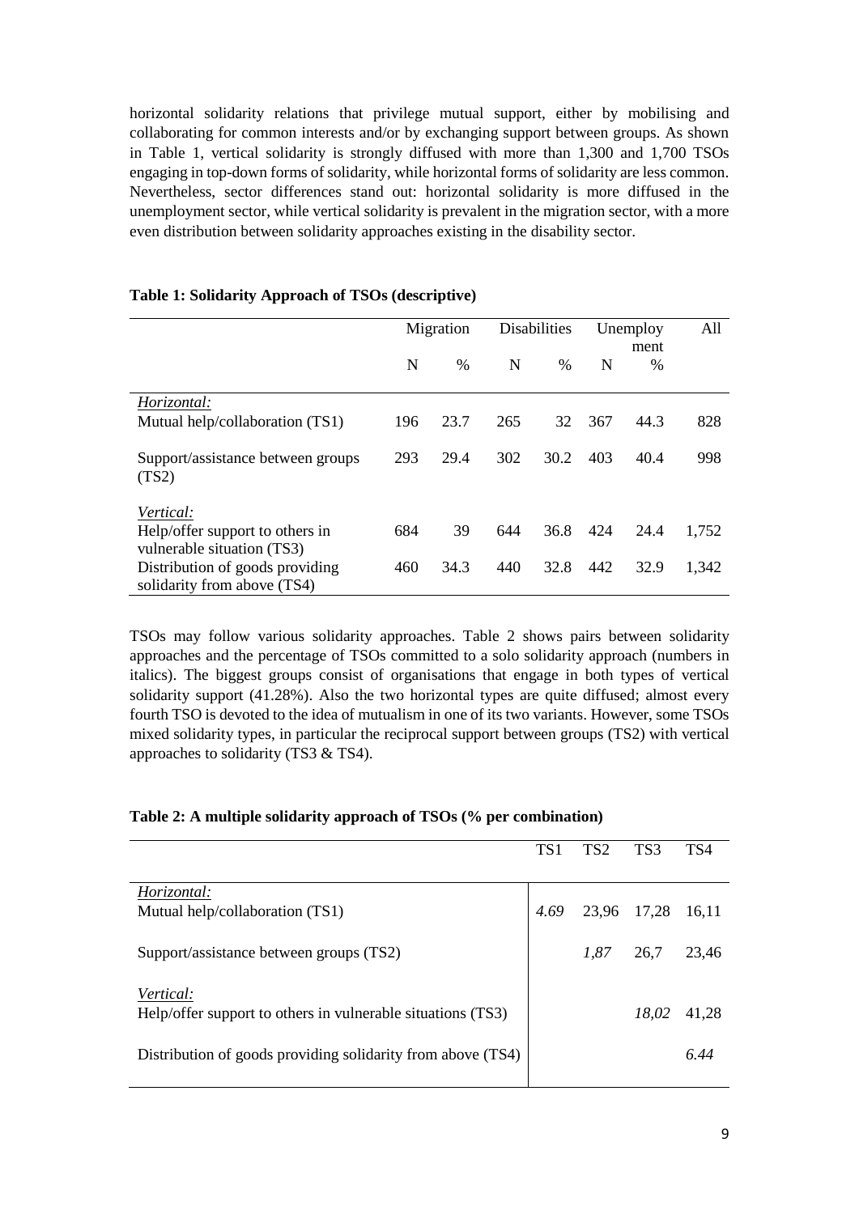horizontal solidarity relations that privilege mutual support, either by mobilising and collaborating for common interests and/or by exchanging support between groups. As shown in Table 1, vertical solidarity is strongly diffused with more than 1,300 and 1,700 TSOs engaging in top-down forms of solidarity, while horizontal forms of solidarity are less common. Nevertheless, sector differences stand out: horizontal solidarity is more diffused in the unemployment sector, while vertical solidarity is prevalent in the migration sector, with a more even distribution between solidarity approaches existing in the disability sector.

**Table 1: Solidarity Approach of TSOs (descriptive)**

| | Migration | | Disabilities | | Unemployment | | All |
|---|---|---|---|---|---|---|---|
| | N | % | N | % | N | % | |
| *Horizontal:* | | | | | | | |
| Mutual help/collaboration (TS1) | 196 | 23.7 | 265 | 32 | 367 | 44.3 | 828 |
| Support/assistance between groups (TS2) | 293 | 29.4 | 302 | 30.2 | 403 | 40.4 | 998 |
| *Vertical:* | | | | | | | |
| Help/offer support to others in vulnerable situation (TS3) | 684 | 39 | 644 | 36.8 | 424 | 24.4 | 1,752 |
| Distribution of goods providing solidarity from above (TS4) | 460 | 34.3 | 440 | 32.8 | 442 | 32.9 | 1,342 |

TSOs may follow various solidarity approaches. Table 2 shows pairs between solidarity approaches and the percentage of TSOs committed to a solo solidarity approach (numbers in italics). The biggest groups consist of organisations that engage in both types of vertical solidarity support (41.28%). Also the two horizontal types are quite diffused; almost every fourth TSO is devoted to the idea of mutualism in one of its two variants. However, some TSOs mixed solidarity types, in particular the reciprocal support between groups (TS2) with vertical approaches to solidarity (TS3 & TS4).

**Table 2: A multiple solidarity approach of TSOs (% per combination)**

| | TS1 | TS2 | TS3 | TS4 |
|---|---|---|---|---|
| *Horizontal:* | | | | |
| Mutual help/collaboration (TS1) | *4.69* | 23,96 | 17,28 | 16,11 |
| Support/assistance between groups (TS2) | | *1,87* | 26,7 | 23,46 |
| *Vertical:* | | | | |
| Help/offer support to others in vulnerable situations (TS3) | | | *18,02* | 41,28 |
| Distribution of goods providing solidarity from above (TS4) | | | | *6.44* |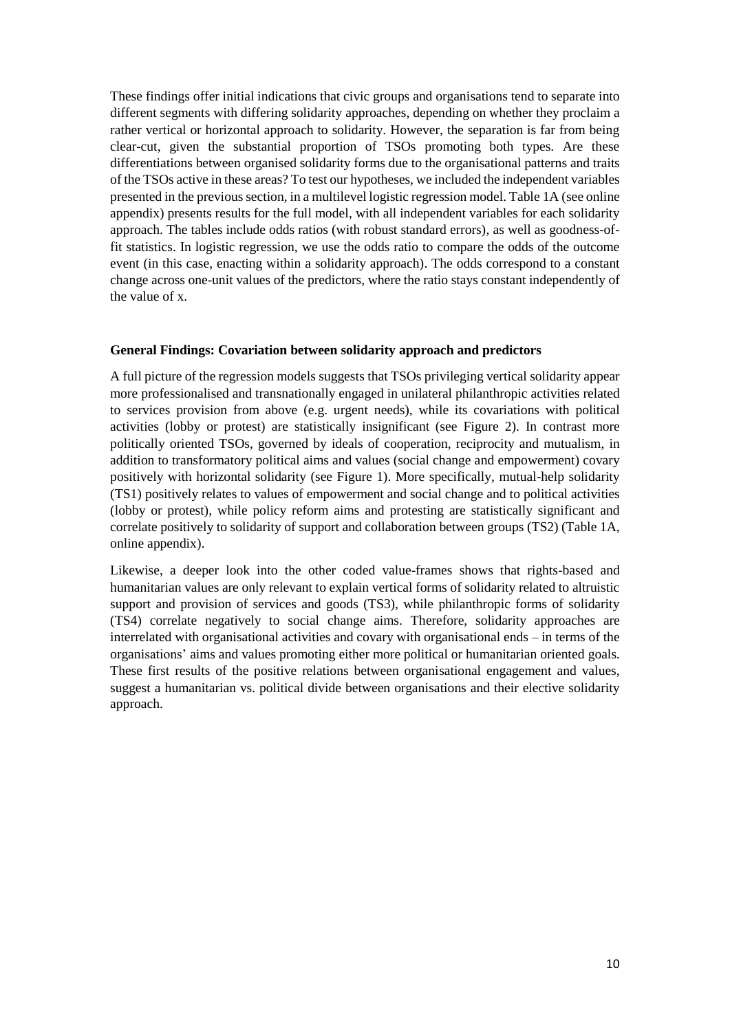These findings offer initial indications that civic groups and organisations tend to separate into different segments with differing solidarity approaches, depending on whether they proclaim a rather vertical or horizontal approach to solidarity. However, the separation is far from being clear-cut, given the substantial proportion of TSOs promoting both types. Are these differentiations between organised solidarity forms due to the organisational patterns and traits of the TSOs active in these areas? To test our hypotheses, we included the independent variables presented in the previous section, in a multilevel logistic regression model. Table 1A (see online appendix) presents results for the full model, with all independent variables for each solidarity approach. The tables include odds ratios (with robust standard errors), as well as goodness-of-fit statistics. In logistic regression, we use the odds ratio to compare the odds of the outcome event (in this case, enacting within a solidarity approach). The odds correspond to a constant change across one-unit values of the predictors, where the ratio stays constant independently of the value of x.

**General Findings: Covariation between solidarity approach and predictors**

A full picture of the regression models suggests that TSOs privileging vertical solidarity appear more professionalised and transnationally engaged in unilateral philanthropic activities related to services provision from above (e.g. urgent needs), while its covariations with political activities (lobby or protest) are statistically insignificant (see Figure 2). In contrast more politically oriented TSOs, governed by ideals of cooperation, reciprocity and mutualism, in addition to transformatory political aims and values (social change and empowerment) covary positively with horizontal solidarity (see Figure 1). More specifically, mutual-help solidarity (TS1) positively relates to values of empowerment and social change and to political activities (lobby or protest), while policy reform aims and protesting are statistically significant and correlate positively to solidarity of support and collaboration between groups (TS2) (Table 1A, online appendix).

Likewise, a deeper look into the other coded value-frames shows that rights-based and humanitarian values are only relevant to explain vertical forms of solidarity related to altruistic support and provision of services and goods (TS3), while philanthropic forms of solidarity (TS4) correlate negatively to social change aims. Therefore, solidarity approaches are interrelated with organisational activities and covary with organisational ends – in terms of the organisations' aims and values promoting either more political or humanitarian oriented goals. These first results of the positive relations between organisational engagement and values, suggest a humanitarian vs. political divide between organisations and their elective solidarity approach.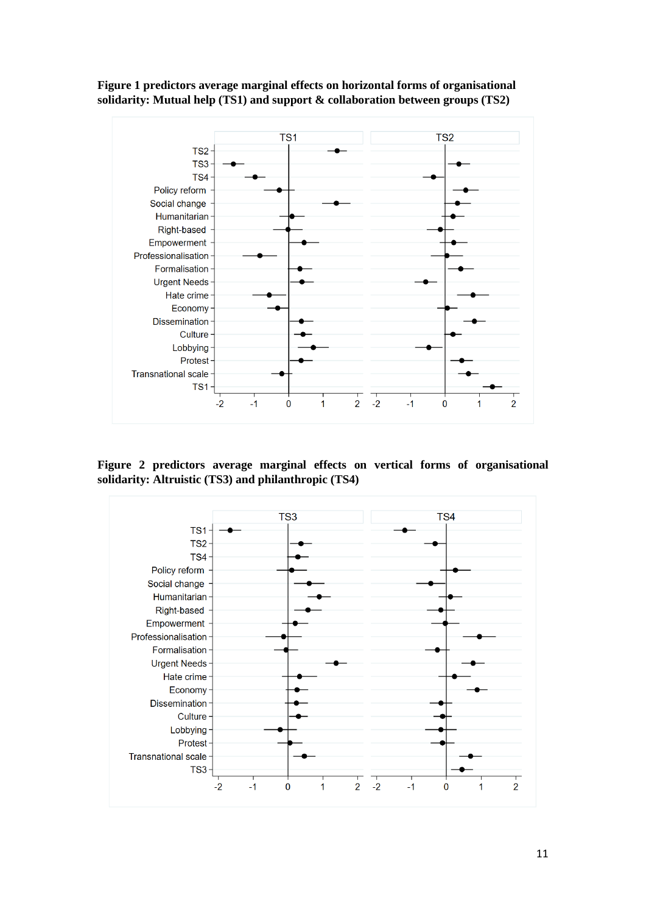**Figure 1 predictors average marginal effects on horizontal forms of organisational solidarity: Mutual help (TS1) and support & collaboration between groups (TS2)**

**Figure 2 predictors average marginal effects on vertical forms of organisational solidarity: Altruistic (TS3) and philanthropic (TS4)**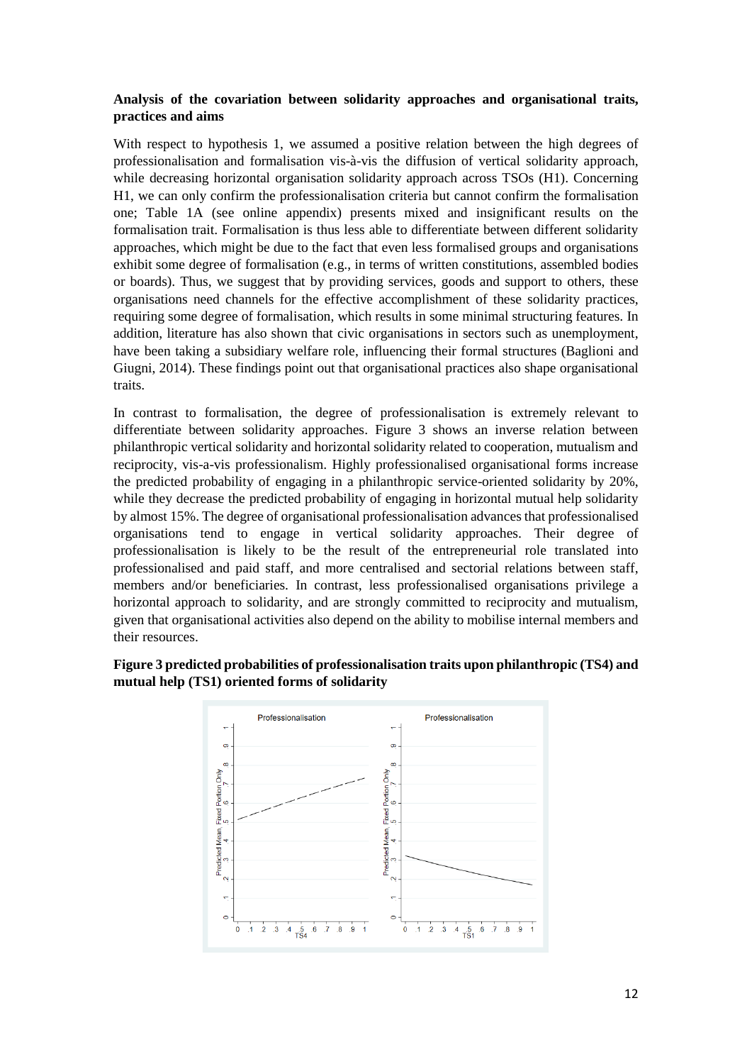### Analysis of the covariation between solidarity approaches and organisational traits, practices and aims

With respect to hypothesis 1, we assumed a positive relation between the high degrees of professionalisation and formalisation vis-à-vis the diffusion of vertical solidarity approach, while decreasing horizontal organisation solidarity approach across TSOs (H1). Concerning H1, we can only confirm the professionalisation criteria but cannot confirm the formalisation one; Table 1A (see online appendix) presents mixed and insignificant results on the formalisation trait. Formalisation is thus less able to differentiate between different solidarity approaches, which might be due to the fact that even less formalised groups and organisations exhibit some degree of formalisation (e.g., in terms of written constitutions, assembled bodies or boards). Thus, we suggest that by providing services, goods and support to others, these organisations need channels for the effective accomplishment of these solidarity practices, requiring some degree of formalisation, which results in some minimal structuring features. In addition, literature has also shown that civic organisations in sectors such as unemployment, have been taking a subsidiary welfare role, influencing their formal structures (Baglioni and Giugni, 2014). These findings point out that organisational practices also shape organisational traits.

In contrast to formalisation, the degree of professionalisation is extremely relevant to differentiate between solidarity approaches. Figure 3 shows an inverse relation between philanthropic vertical solidarity and horizontal solidarity related to cooperation, mutualism and reciprocity, vis-a-vis professionalism. Highly professionalised organisational forms increase the predicted probability of engaging in a philanthropic service-oriented solidarity by 20%, while they decrease the predicted probability of engaging in horizontal mutual help solidarity by almost 15%. The degree of organisational professionalisation advances that professionalised organisations tend to engage in vertical solidarity approaches. Their degree of professionalisation is likely to be the result of the entrepreneurial role translated into professionalised and paid staff, and more centralised and sectorial relations between staff, members and/or beneficiaries. In contrast, less professionalised organisations privilege a horizontal approach to solidarity, and are strongly committed to reciprocity and mutualism, given that organisational activities also depend on the ability to mobilise internal members and their resources.

**Figure 3 predicted probabilities of professionalisation traits upon philanthropic (TS4) and mutual help (TS1) oriented forms of solidarity**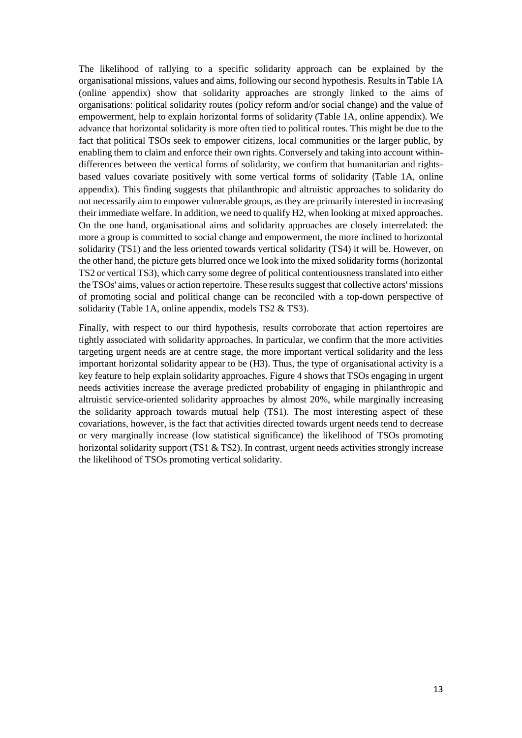The likelihood of rallying to a specific solidarity approach can be explained by the organisational missions, values and aims, following our second hypothesis. Results in Table 1A (online appendix) show that solidarity approaches are strongly linked to the aims of organisations: political solidarity routes (policy reform and/or social change) and the value of empowerment, help to explain horizontal forms of solidarity (Table 1A, online appendix). We advance that horizontal solidarity is more often tied to political routes. This might be due to the fact that political TSOs seek to empower citizens, local communities or the larger public, by enabling them to claim and enforce their own rights. Conversely and taking into account within-differences between the vertical forms of solidarity, we confirm that humanitarian and rights-based values covariate positively with some vertical forms of solidarity (Table 1A, online appendix). This finding suggests that philanthropic and altruistic approaches to solidarity do not necessarily aim to empower vulnerable groups, as they are primarily interested in increasing their immediate welfare. In addition, we need to qualify H2, when looking at mixed approaches. On the one hand, organisational aims and solidarity approaches are closely interrelated: the more a group is committed to social change and empowerment, the more inclined to horizontal solidarity (TS1) and the less oriented towards vertical solidarity (TS4) it will be. However, on the other hand, the picture gets blurred once we look into the mixed solidarity forms (horizontal TS2 or vertical TS3), which carry some degree of political contentiousness translated into either the TSOs' aims, values or action repertoire. These results suggest that collective actors' missions of promoting social and political change can be reconciled with a top-down perspective of solidarity (Table 1A, online appendix, models TS2 & TS3).

Finally, with respect to our third hypothesis, results corroborate that action repertoires are tightly associated with solidarity approaches. In particular, we confirm that the more activities targeting urgent needs are at centre stage, the more important vertical solidarity and the less important horizontal solidarity appear to be (H3). Thus, the type of organisational activity is a key feature to help explain solidarity approaches. Figure 4 shows that TSOs engaging in urgent needs activities increase the average predicted probability of engaging in philanthropic and altruistic service-oriented solidarity approaches by almost 20%, while marginally increasing the solidarity approach towards mutual help (TS1). The most interesting aspect of these covariations, however, is the fact that activities directed towards urgent needs tend to decrease or very marginally increase (low statistical significance) the likelihood of TSOs promoting horizontal solidarity support (TS1 & TS2). In contrast, urgent needs activities strongly increase the likelihood of TSOs promoting vertical solidarity.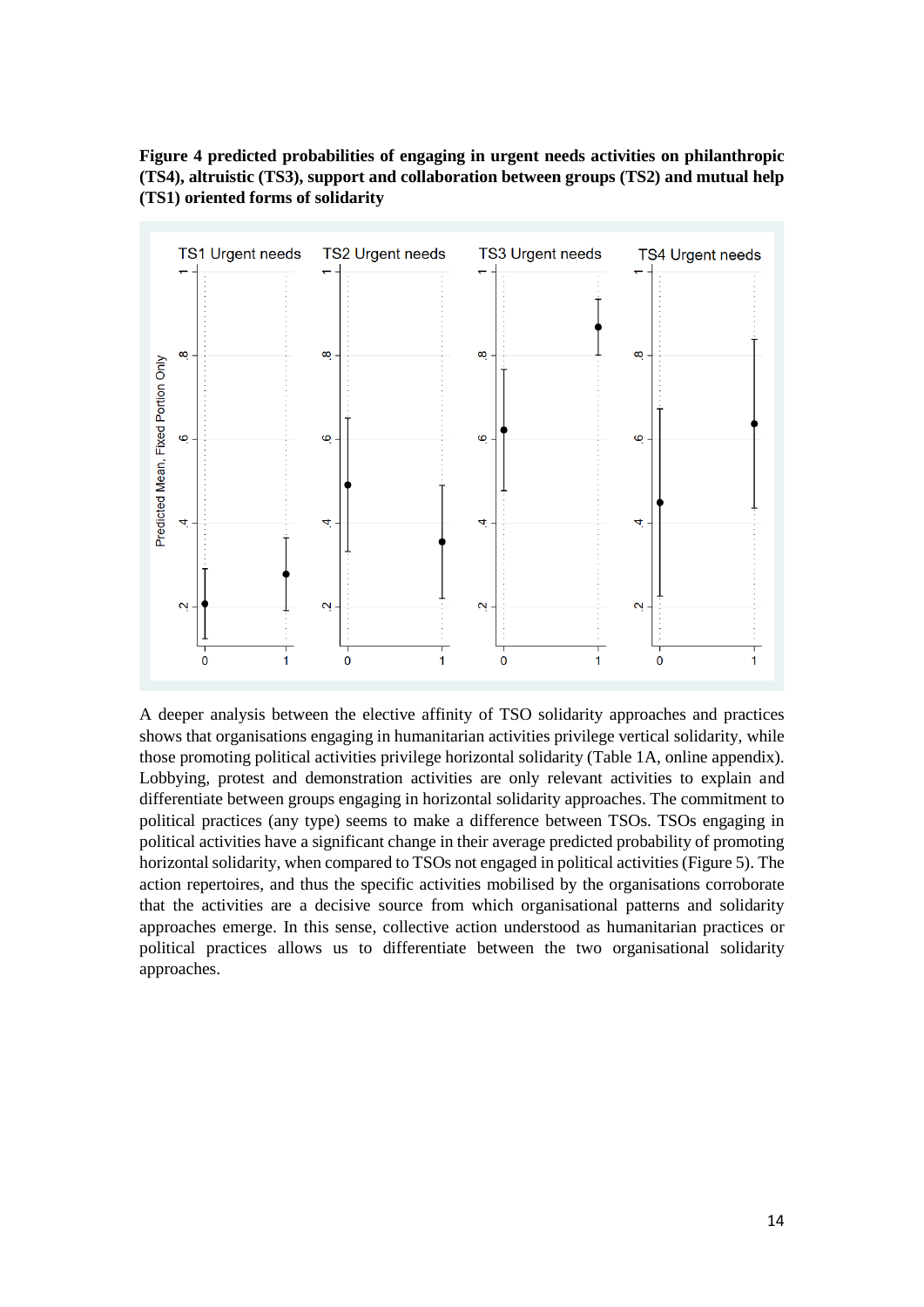**Figure 4 predicted probabilities of engaging in urgent needs activities on philanthropic (TS4), altruistic (TS3), support and collaboration between groups (TS2) and mutual help (TS1) oriented forms of solidarity**

A deeper analysis between the elective affinity of TSO solidarity approaches and practices shows that organisations engaging in humanitarian activities privilege vertical solidarity, while those promoting political activities privilege horizontal solidarity (Table 1A, online appendix). Lobbying, protest and demonstration activities are only relevant activities to explain and differentiate between groups engaging in horizontal solidarity approaches. The commitment to political practices (any type) seems to make a difference between TSOs. TSOs engaging in political activities have a significant change in their average predicted probability of promoting horizontal solidarity, when compared to TSOs not engaged in political activities (Figure 5). The action repertoires, and thus the specific activities mobilised by the organisations corroborate that the activities are a decisive source from which organisational patterns and solidarity approaches emerge. In this sense, collective action understood as humanitarian practices or political practices allows us to differentiate between the two organisational solidarity approaches.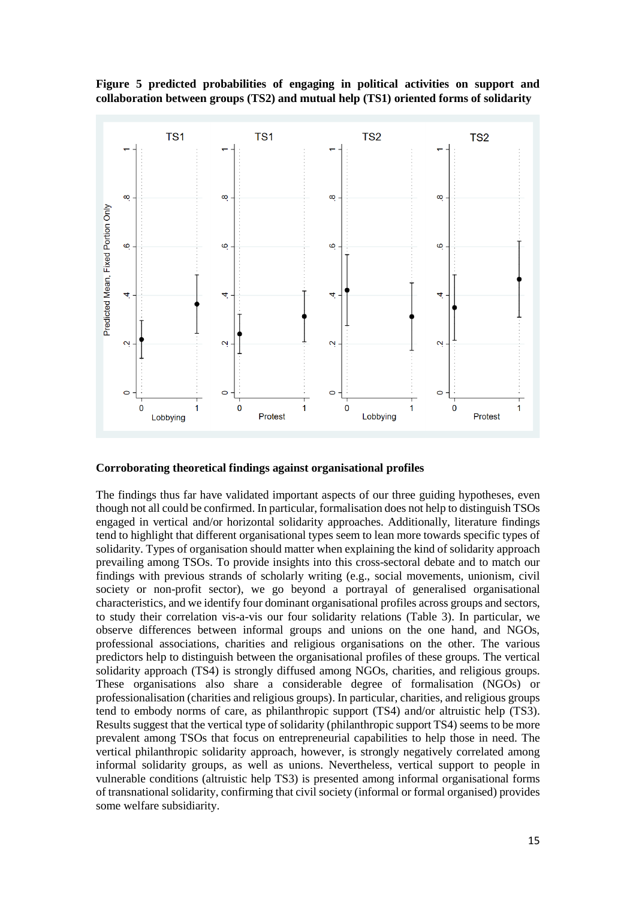**Figure 5 predicted probabilities of engaging in political activities on support and collaboration between groups (TS2) and mutual help (TS1) oriented forms of solidarity**

### Corroborating theoretical findings against organisational profiles

The findings thus far have validated important aspects of our three guiding hypotheses, even though not all could be confirmed. In particular, formalisation does not help to distinguish TSOs engaged in vertical and/or horizontal solidarity approaches. Additionally, literature findings tend to highlight that different organisational types seem to lean more towards specific types of solidarity. Types of organisation should matter when explaining the kind of solidarity approach prevailing among TSOs. To provide insights into this cross-sectoral debate and to match our findings with previous strands of scholarly writing (e.g., social movements, unionism, civil society or non-profit sector), we go beyond a portrayal of generalised organisational characteristics, and we identify four dominant organisational profiles across groups and sectors, to study their correlation vis-a-vis our four solidarity relations (Table 3). In particular, we observe differences between informal groups and unions on the one hand, and NGOs, professional associations, charities and religious organisations on the other. The various predictors help to distinguish between the organisational profiles of these groups. The vertical solidarity approach (TS4) is strongly diffused among NGOs, charities, and religious groups. These organisations also share a considerable degree of formalisation (NGOs) or professionalisation (charities and religious groups). In particular, charities, and religious groups tend to embody norms of care, as philanthropic support (TS4) and/or altruistic help (TS3). Results suggest that the vertical type of solidarity (philanthropic support TS4) seems to be more prevalent among TSOs that focus on entrepreneurial capabilities to help those in need. The vertical philanthropic solidarity approach, however, is strongly negatively correlated among informal solidarity groups, as well as unions. Nevertheless, vertical support to people in vulnerable conditions (altruistic help TS3) is presented among informal organisational forms of transnational solidarity, confirming that civil society (informal or formal organised) provides some welfare subsidiarity.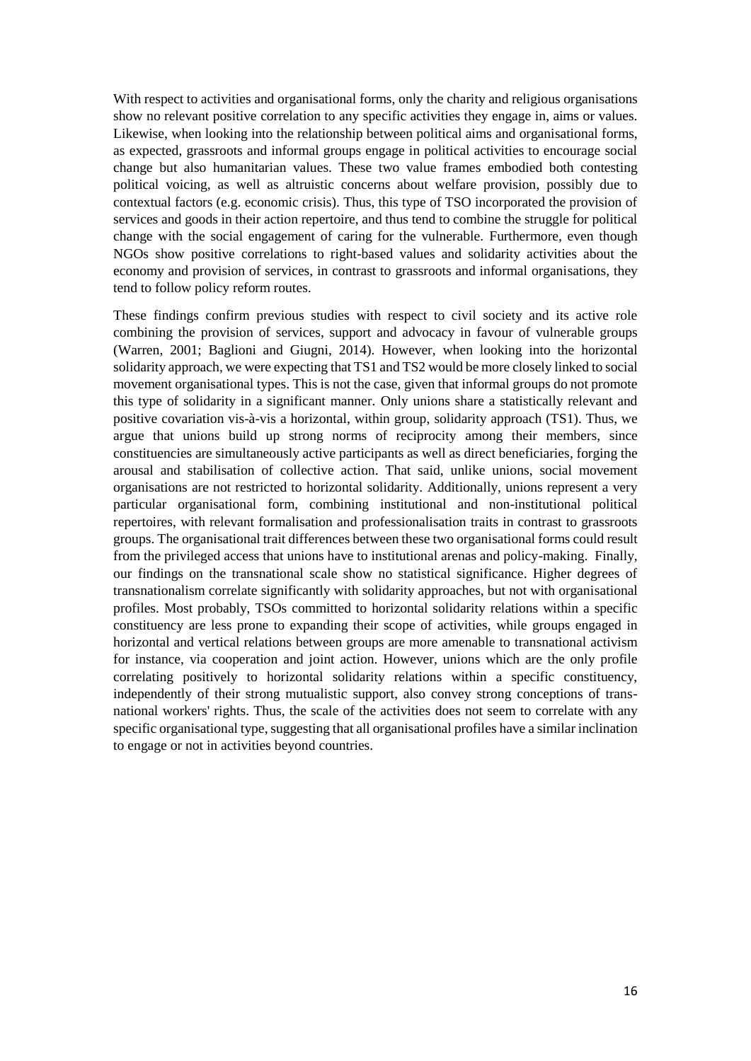With respect to activities and organisational forms, only the charity and religious organisations show no relevant positive correlation to any specific activities they engage in, aims or values. Likewise, when looking into the relationship between political aims and organisational forms, as expected, grassroots and informal groups engage in political activities to encourage social change but also humanitarian values. These two value frames embodied both contesting political voicing, as well as altruistic concerns about welfare provision, possibly due to contextual factors (e.g. economic crisis). Thus, this type of TSO incorporated the provision of services and goods in their action repertoire, and thus tend to combine the struggle for political change with the social engagement of caring for the vulnerable. Furthermore, even though NGOs show positive correlations to right-based values and solidarity activities about the economy and provision of services, in contrast to grassroots and informal organisations, they tend to follow policy reform routes.

These findings confirm previous studies with respect to civil society and its active role combining the provision of services, support and advocacy in favour of vulnerable groups (Warren, 2001; Baglioni and Giugni, 2014). However, when looking into the horizontal solidarity approach, we were expecting that TS1 and TS2 would be more closely linked to social movement organisational types. This is not the case, given that informal groups do not promote this type of solidarity in a significant manner. Only unions share a statistically relevant and positive covariation vis-à-vis a horizontal, within group, solidarity approach (TS1). Thus, we argue that unions build up strong norms of reciprocity among their members, since constituencies are simultaneously active participants as well as direct beneficiaries, forging the arousal and stabilisation of collective action. That said, unlike unions, social movement organisations are not restricted to horizontal solidarity. Additionally, unions represent a very particular organisational form, combining institutional and non-institutional political repertoires, with relevant formalisation and professionalisation traits in contrast to grassroots groups. The organisational trait differences between these two organisational forms could result from the privileged access that unions have to institutional arenas and policy-making. Finally, our findings on the transnational scale show no statistical significance. Higher degrees of transnationalism correlate significantly with solidarity approaches, but not with organisational profiles. Most probably, TSOs committed to horizontal solidarity relations within a specific constituency are less prone to expanding their scope of activities, while groups engaged in horizontal and vertical relations between groups are more amenable to transnational activism for instance, via cooperation and joint action. However, unions which are the only profile correlating positively to horizontal solidarity relations within a specific constituency, independently of their strong mutualistic support, also convey strong conceptions of trans-national workers' rights. Thus, the scale of the activities does not seem to correlate with any specific organisational type, suggesting that all organisational profiles have a similar inclination to engage or not in activities beyond countries.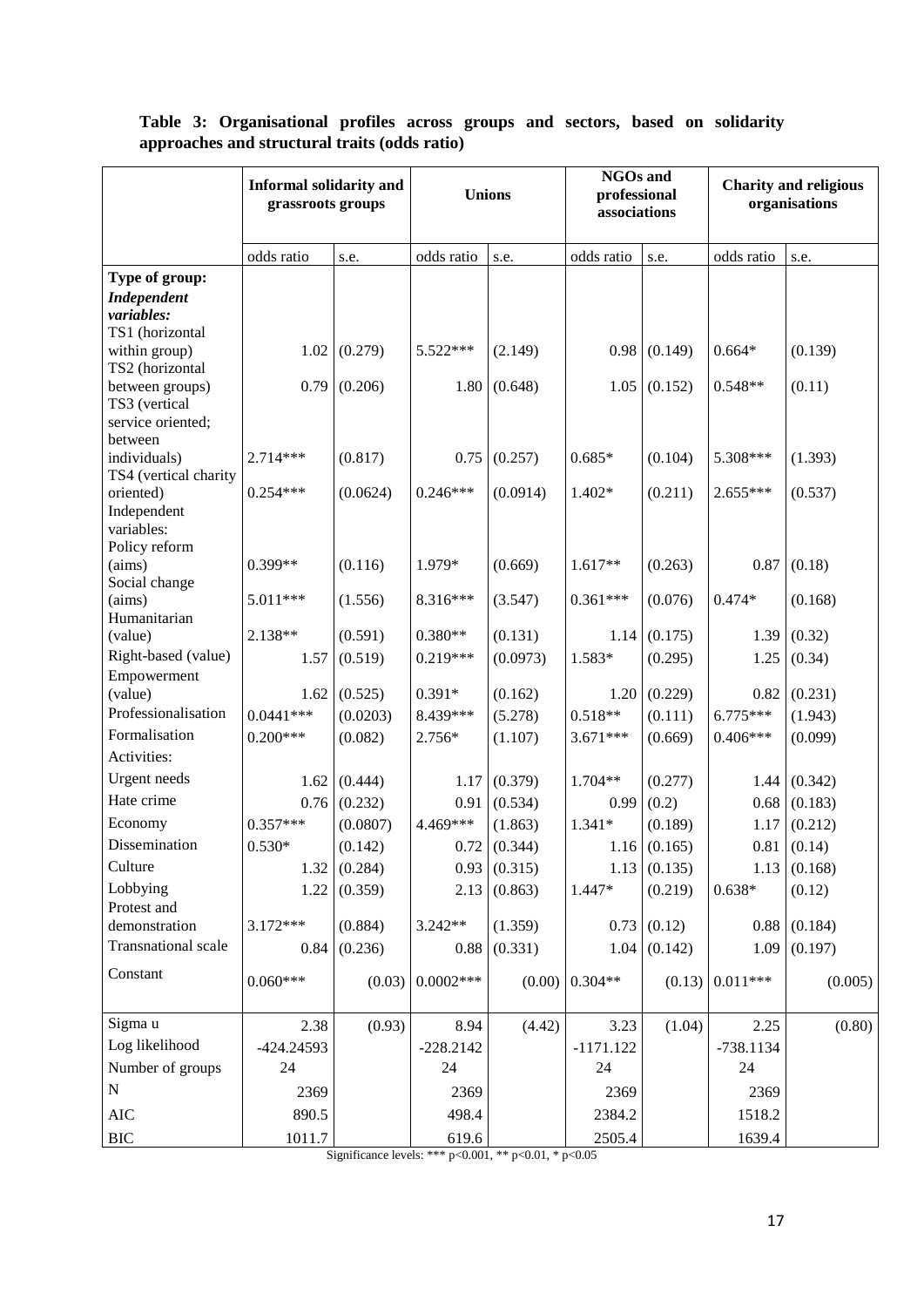**Table 3: Organisational profiles across groups and sectors, based on solidarity approaches and structural traits (odds ratio)**

| | Informal solidarity and grassroots groups | | Unions | | NGOs and professional associations | | Charity and religious organisations | |
|---|---|---|---|---|---|---|---|---|
| | odds ratio | s.e. | odds ratio | s.e. | odds ratio | s.e. | odds ratio | s.e. |
| **Type of group:** | | | | | | | | |
| ***Independent variables:*** | | | | | | | | |
| TS1 (horizontal within group) | 1.02 | (0.279) | 5.522*** | (2.149) | 0.98 | (0.149) | 0.664* | (0.139) |
| TS2 (horizontal between groups) | 0.79 | (0.206) | 1.80 | (0.648) | 1.05 | (0.152) | 0.548** | (0.11) |
| TS3 (vertical service oriented; between individuals) | 2.714*** | (0.817) | 0.75 | (0.257) | 0.685* | (0.104) | 5.308*** | (1.393) |
| TS4 (vertical charity oriented) | 0.254*** | (0.0624) | 0.246*** | (0.0914) | 1.402* | (0.211) | 2.655*** | (0.537) |
| Independent variables: | | | | | | | | |
| Policy reform (aims) | 0.399** | (0.116) | 1.979* | (0.669) | 1.617** | (0.263) | 0.87 | (0.18) |
| Social change (aims) | 5.011*** | (1.556) | 8.316*** | (3.547) | 0.361*** | (0.076) | 0.474* | (0.168) |
| Humanitarian (value) | 2.138** | (0.591) | 0.380** | (0.131) | 1.14 | (0.175) | 1.39 | (0.32) |
| Right-based (value) | 1.57 | (0.519) | 0.219*** | (0.0973) | 1.583* | (0.295) | 1.25 | (0.34) |
| Empowerment (value) | 1.62 | (0.525) | 0.391* | (0.162) | 1.20 | (0.229) | 0.82 | (0.231) |
| Professionalisation | 0.0441*** | (0.0203) | 8.439*** | (5.278) | 0.518** | (0.111) | 6.775*** | (1.943) |
| Formalisation | 0.200*** | (0.082) | 2.756* | (1.107) | 3.671*** | (0.669) | 0.406*** | (0.099) |
| Activities: | | | | | | | | |
| Urgent needs | 1.62 | (0.444) | 1.17 | (0.379) | 1.704** | (0.277) | 1.44 | (0.342) |
| Hate crime | 0.76 | (0.232) | 0.91 | (0.534) | 0.99 | (0.2) | 0.68 | (0.183) |
| Economy | 0.357*** | (0.0807) | 4.469*** | (1.863) | 1.341* | (0.189) | 1.17 | (0.212) |
| Dissemination | 0.530* | (0.142) | 0.72 | (0.344) | 1.16 | (0.165) | 0.81 | (0.14) |
| Culture | 1.32 | (0.284) | 0.93 | (0.315) | 1.13 | (0.135) | 1.13 | (0.168) |
| Lobbying | 1.22 | (0.359) | 2.13 | (0.863) | 1.447* | (0.219) | 0.638* | (0.12) |
| Protest and demonstration | 3.172*** | (0.884) | 3.242** | (1.359) | 0.73 | (0.12) | 0.88 | (0.184) |
| Transnational scale | 0.84 | (0.236) | 0.88 | (0.331) | 1.04 | (0.142) | 1.09 | (0.197) |
| Constant | 0.060*** | (0.03) | 0.0002*** | (0.00) | 0.304** | (0.13) | 0.011*** | (0.005) |
| Sigma u | 2.38 | (0.93) | 8.94 | (4.42) | 3.23 | (1.04) | 2.25 | (0.80) |
| Log likelihood | -424.24593 | | -228.2142 | | -1171.122 | | -738.1134 | |
| Number of groups | 24 | | 24 | | 24 | | 24 | |
| N | 2369 | | 2369 | | 2369 | | 2369 | |
| AIC | 890.5 | | 498.4 | | 2384.2 | | 1518.2 | |
| BIC | 1011.7 | | 619.6 | | 2505.4 | | 1639.4 | |

Significance levels: *** p<0.001, ** p<0.01, * p<0.05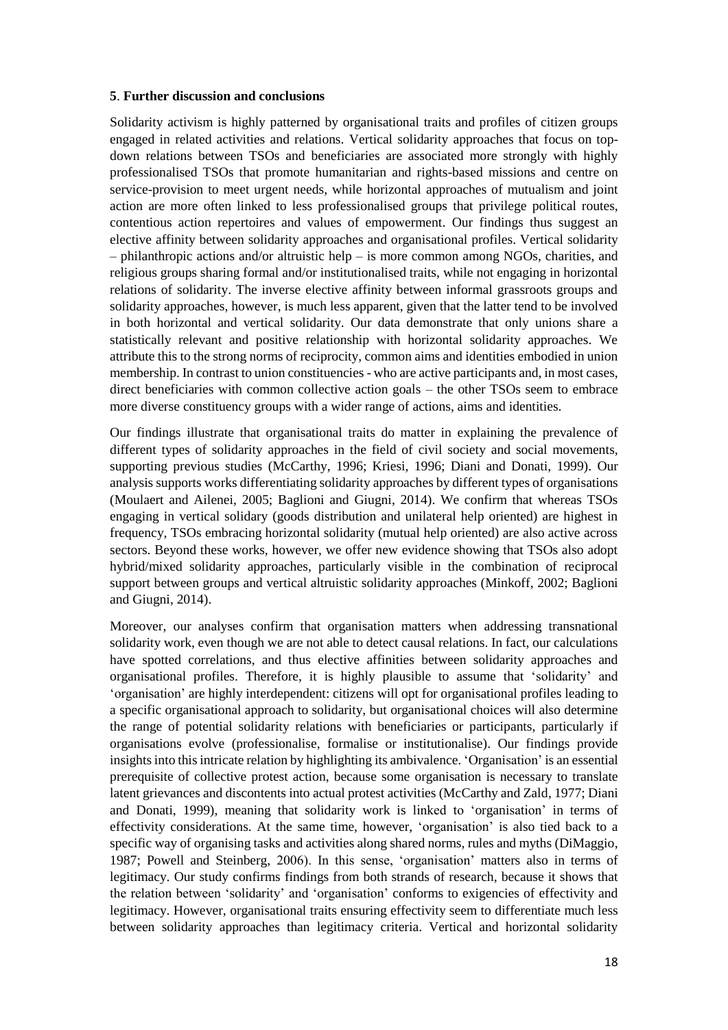## 5. Further discussion and conclusions

Solidarity activism is highly patterned by organisational traits and profiles of citizen groups engaged in related activities and relations. Vertical solidarity approaches that focus on top-down relations between TSOs and beneficiaries are associated more strongly with highly professionalised TSOs that promote humanitarian and rights-based missions and centre on service-provision to meet urgent needs, while horizontal approaches of mutualism and joint action are more often linked to less professionalised groups that privilege political routes, contentious action repertoires and values of empowerment. Our findings thus suggest an elective affinity between solidarity approaches and organisational profiles. Vertical solidarity – philanthropic actions and/or altruistic help – is more common among NGOs, charities, and religious groups sharing formal and/or institutionalised traits, while not engaging in horizontal relations of solidarity. The inverse elective affinity between informal grassroots groups and solidarity approaches, however, is much less apparent, given that the latter tend to be involved in both horizontal and vertical solidarity. Our data demonstrate that only unions share a statistically relevant and positive relationship with horizontal solidarity approaches. We attribute this to the strong norms of reciprocity, common aims and identities embodied in union membership. In contrast to union constituencies - who are active participants and, in most cases, direct beneficiaries with common collective action goals – the other TSOs seem to embrace more diverse constituency groups with a wider range of actions, aims and identities.

Our findings illustrate that organisational traits do matter in explaining the prevalence of different types of solidarity approaches in the field of civil society and social movements, supporting previous studies (McCarthy, 1996; Kriesi, 1996; Diani and Donati, 1999). Our analysis supports works differentiating solidarity approaches by different types of organisations (Moulaert and Ailenei, 2005; Baglioni and Giugni, 2014). We confirm that whereas TSOs engaging in vertical solidary (goods distribution and unilateral help oriented) are highest in frequency, TSOs embracing horizontal solidarity (mutual help oriented) are also active across sectors. Beyond these works, however, we offer new evidence showing that TSOs also adopt hybrid/mixed solidarity approaches, particularly visible in the combination of reciprocal support between groups and vertical altruistic solidarity approaches (Minkoff, 2002; Baglioni and Giugni, 2014).

Moreover, our analyses confirm that organisation matters when addressing transnational solidarity work, even though we are not able to detect causal relations. In fact, our calculations have spotted correlations, and thus elective affinities between solidarity approaches and organisational profiles. Therefore, it is highly plausible to assume that 'solidarity' and 'organisation' are highly interdependent: citizens will opt for organisational profiles leading to a specific organisational approach to solidarity, but organisational choices will also determine the range of potential solidarity relations with beneficiaries or participants, particularly if organisations evolve (professionalise, formalise or institutionalise). Our findings provide insights into this intricate relation by highlighting its ambivalence. 'Organisation' is an essential prerequisite of collective protest action, because some organisation is necessary to translate latent grievances and discontents into actual protest activities (McCarthy and Zald, 1977; Diani and Donati, 1999), meaning that solidarity work is linked to 'organisation' in terms of effectivity considerations. At the same time, however, 'organisation' is also tied back to a specific way of organising tasks and activities along shared norms, rules and myths (DiMaggio, 1987; Powell and Steinberg, 2006). In this sense, 'organisation' matters also in terms of legitimacy. Our study confirms findings from both strands of research, because it shows that the relation between 'solidarity' and 'organisation' conforms to exigencies of effectivity and legitimacy. However, organisational traits ensuring effectivity seem to differentiate much less between solidarity approaches than legitimacy criteria. Vertical and horizontal solidarity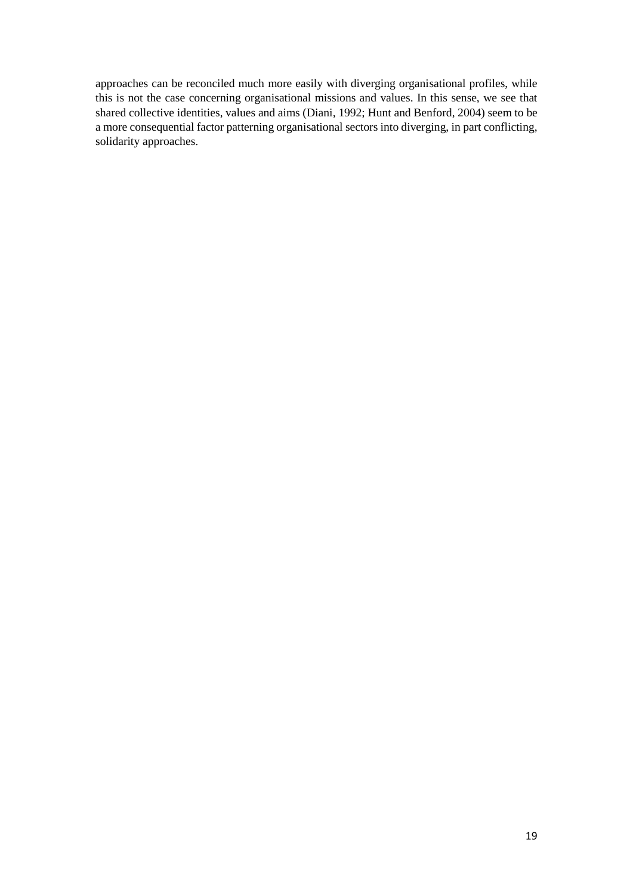approaches can be reconciled much more easily with diverging organisational profiles, while this is not the case concerning organisational missions and values. In this sense, we see that shared collective identities, values and aims (Diani, 1992; Hunt and Benford, 2004) seem to be a more consequential factor patterning organisational sectors into diverging, in part conflicting, solidarity approaches.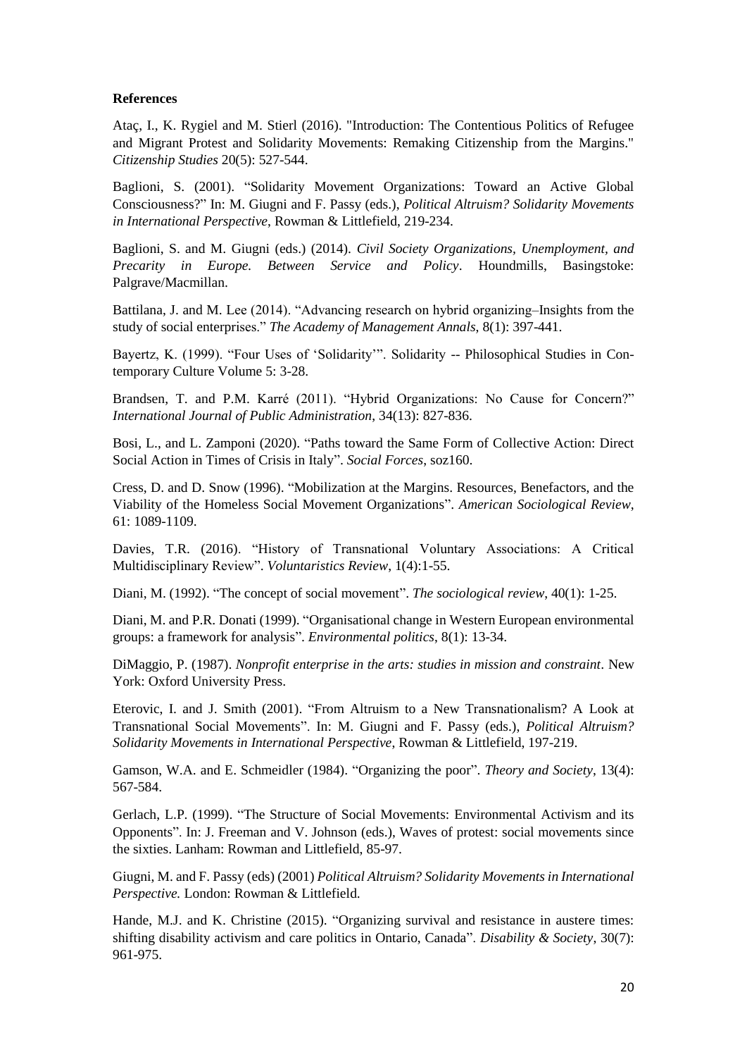**References**

Ataç, I., K. Rygiel and M. Stierl (2016). "Introduction: The Contentious Politics of Refugee and Migrant Protest and Solidarity Movements: Remaking Citizenship from the Margins." *Citizenship Studies* 20(5): 527-544.

Baglioni, S. (2001). "Solidarity Movement Organizations: Toward an Active Global Consciousness?" In: M. Giugni and F. Passy (eds.), *Political Altruism? Solidarity Movements in International Perspective*, Rowman & Littlefield, 219-234.

Baglioni, S. and M. Giugni (eds.) (2014). *Civil Society Organizations, Unemployment, and Precarity in Europe. Between Service and Policy*. Houndmills, Basingstoke: Palgrave/Macmillan.

Battilana, J. and M. Lee (2014). "Advancing research on hybrid organizing–Insights from the study of social enterprises." *The Academy of Management Annals*, 8(1): 397-441.

Bayertz, K. (1999). "Four Uses of 'Solidarity'". Solidarity -- Philosophical Studies in Contemporary Culture Volume 5: 3-28.

Brandsen, T. and P.M. Karré (2011). "Hybrid Organizations: No Cause for Concern?" *International Journal of Public Administration*, 34(13): 827-836.

Bosi, L., and L. Zamponi (2020). "Paths toward the Same Form of Collective Action: Direct Social Action in Times of Crisis in Italy". *Social Forces*, soz160.

Cress, D. and D. Snow (1996). "Mobilization at the Margins. Resources, Benefactors, and the Viability of the Homeless Social Movement Organizations". *American Sociological Review*, 61: 1089-1109.

Davies, T.R. (2016). "History of Transnational Voluntary Associations: A Critical Multidisciplinary Review". *Voluntaristics Review*, 1(4):1-55.

Diani, M. (1992). "The concept of social movement". *The sociological review*, 40(1): 1-25.

Diani, M. and P.R. Donati (1999). "Organisational change in Western European environmental groups: a framework for analysis". *Environmental politics*, 8(1): 13-34.

DiMaggio, P. (1987). *Nonprofit enterprise in the arts: studies in mission and constraint*. New York: Oxford University Press.

Eterovic, I. and J. Smith (2001). "From Altruism to a New Transnationalism? A Look at Transnational Social Movements". In: M. Giugni and F. Passy (eds.), *Political Altruism? Solidarity Movements in International Perspective*, Rowman & Littlefield, 197-219.

Gamson, W.A. and E. Schmeidler (1984). "Organizing the poor". *Theory and Society*, 13(4): 567-584.

Gerlach, L.P. (1999). "The Structure of Social Movements: Environmental Activism and its Opponents". In: J. Freeman and V. Johnson (eds.), Waves of protest: social movements since the sixties. Lanham: Rowman and Littlefield, 85-97.

Giugni, M. and F. Passy (eds) (2001) *Political Altruism? Solidarity Movements in International Perspective.* London: Rowman & Littlefield.

Hande, M.J. and K. Christine (2015). "Organizing survival and resistance in austere times: shifting disability activism and care politics in Ontario, Canada". *Disability & Society*, 30(7): 961-975.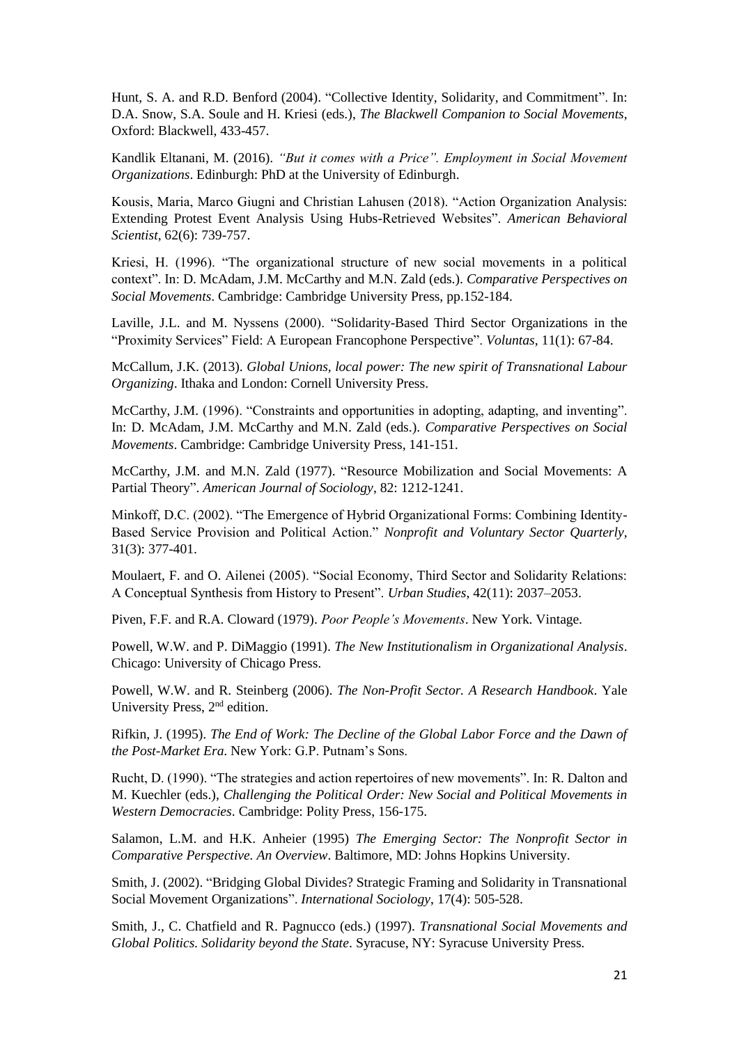Hunt, S. A. and R.D. Benford (2004). “Collective Identity, Solidarity, and Commitment”. In: D.A. Snow, S.A. Soule and H. Kriesi (eds.), *The Blackwell Companion to Social Movements*, Oxford: Blackwell, 433-457.

Kandlik Eltanani, M. (2016). *“But it comes with a Price”. Employment in Social Movement Organizations*. Edinburgh: PhD at the University of Edinburgh.

Kousis, Maria, Marco Giugni and Christian Lahusen (2018). “Action Organization Analysis: Extending Protest Event Analysis Using Hubs-Retrieved Websites”. *American Behavioral Scientist*, 62(6): 739-757.

Kriesi, H. (1996). “The organizational structure of new social movements in a political context”. In: D. McAdam, J.M. McCarthy and M.N. Zald (eds.). *Comparative Perspectives on Social Movements*. Cambridge: Cambridge University Press, pp.152-184.

Laville, J.L. and M. Nyssens (2000). “Solidarity-Based Third Sector Organizations in the “Proximity Services” Field: A European Francophone Perspective”. *Voluntas*, 11(1): 67-84.

McCallum, J.K. (2013). *Global Unions, local power: The new spirit of Transnational Labour Organizing*. Ithaka and London: Cornell University Press.

McCarthy, J.M. (1996). “Constraints and opportunities in adopting, adapting, and inventing”. In: D. McAdam, J.M. McCarthy and M.N. Zald (eds.). *Comparative Perspectives on Social Movements*. Cambridge: Cambridge University Press, 141-151.

McCarthy, J.M. and M.N. Zald (1977). “Resource Mobilization and Social Movements: A Partial Theory”. *American Journal of Sociology*, 82: 1212-1241.

Minkoff, D.C. (2002). “The Emergence of Hybrid Organizational Forms: Combining Identity-Based Service Provision and Political Action.” *Nonprofit and Voluntary Sector Quarterly*, 31(3): 377-401.

Moulaert, F. and O. Ailenei (2005). “Social Economy, Third Sector and Solidarity Relations: A Conceptual Synthesis from History to Present”. *Urban Studies*, 42(11): 2037–2053.

Piven, F.F. and R.A. Cloward (1979). *Poor People’s Movements*. New York. Vintage.

Powell, W.W. and P. DiMaggio (1991). *The New Institutionalism in Organizational Analysis*. Chicago: University of Chicago Press.

Powell, W.W. and R. Steinberg (2006). *The Non-Profit Sector. A Research Handbook*. Yale University Press, 2nd edition.

Rifkin, J. (1995). *The End of Work: The Decline of the Global Labor Force and the Dawn of the Post-Market Era.* New York: G.P. Putnam’s Sons.

Rucht, D. (1990). “The strategies and action repertoires of new movements”. In: R. Dalton and M. Kuechler (eds.), *Challenging the Political Order: New Social and Political Movements in Western Democracies*. Cambridge: Polity Press, 156-175.

Salamon, L.M. and H.K. Anheier (1995) *The Emerging Sector: The Nonprofit Sector in Comparative Perspective. An Overview*. Baltimore, MD: Johns Hopkins University.

Smith, J. (2002). “Bridging Global Divides? Strategic Framing and Solidarity in Transnational Social Movement Organizations”. *International Sociology*, 17(4): 505-528.

Smith, J., C. Chatfield and R. Pagnucco (eds.) (1997). *Transnational Social Movements and Global Politics. Solidarity beyond the State*. Syracuse, NY: Syracuse University Press.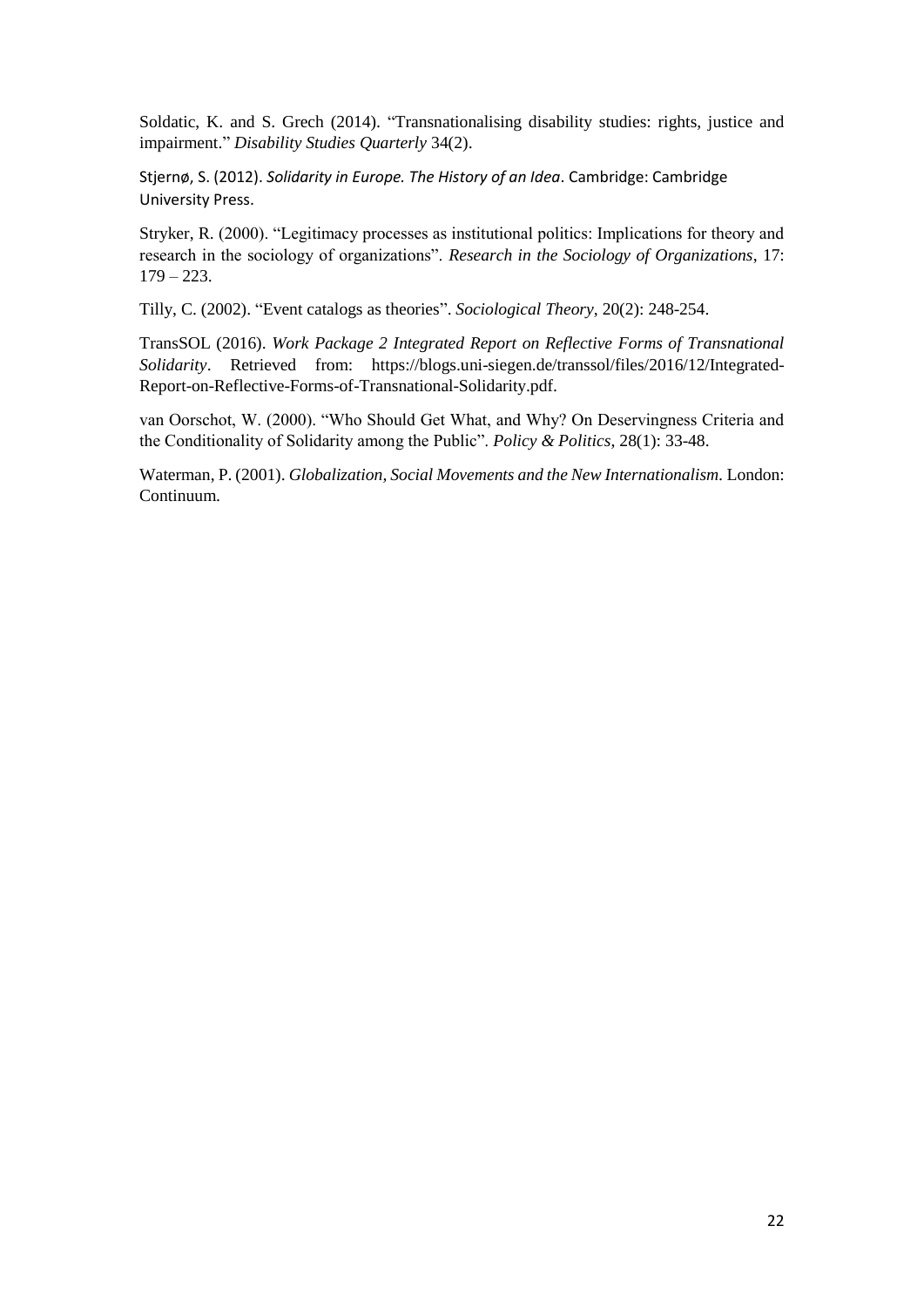Soldatic, K. and S. Grech (2014). "Transnationalising disability studies: rights, justice and impairment." *Disability Studies Quarterly* 34(2).

Stjernø, S. (2012). *Solidarity in Europe. The History of an Idea*. Cambridge: Cambridge University Press.

Stryker, R. (2000). "Legitimacy processes as institutional politics: Implications for theory and research in the sociology of organizations". *Research in the Sociology of Organizations*, 17: 179 – 223.

Tilly, C. (2002). "Event catalogs as theories". *Sociological Theory*, 20(2): 248-254.

TransSOL (2016). *Work Package 2 Integrated Report on Reflective Forms of Transnational Solidarity*. Retrieved from: https://blogs.uni-siegen.de/transsol/files/2016/12/Integrated-Report-on-Reflective-Forms-of-Transnational-Solidarity.pdf.

van Oorschot, W. (2000). "Who Should Get What, and Why? On Deservingness Criteria and the Conditionality of Solidarity among the Public". *Policy & Politics*, 28(1): 33-48.

Waterman, P. (2001). *Globalization, Social Movements and the New Internationalism*. London: Continuum.